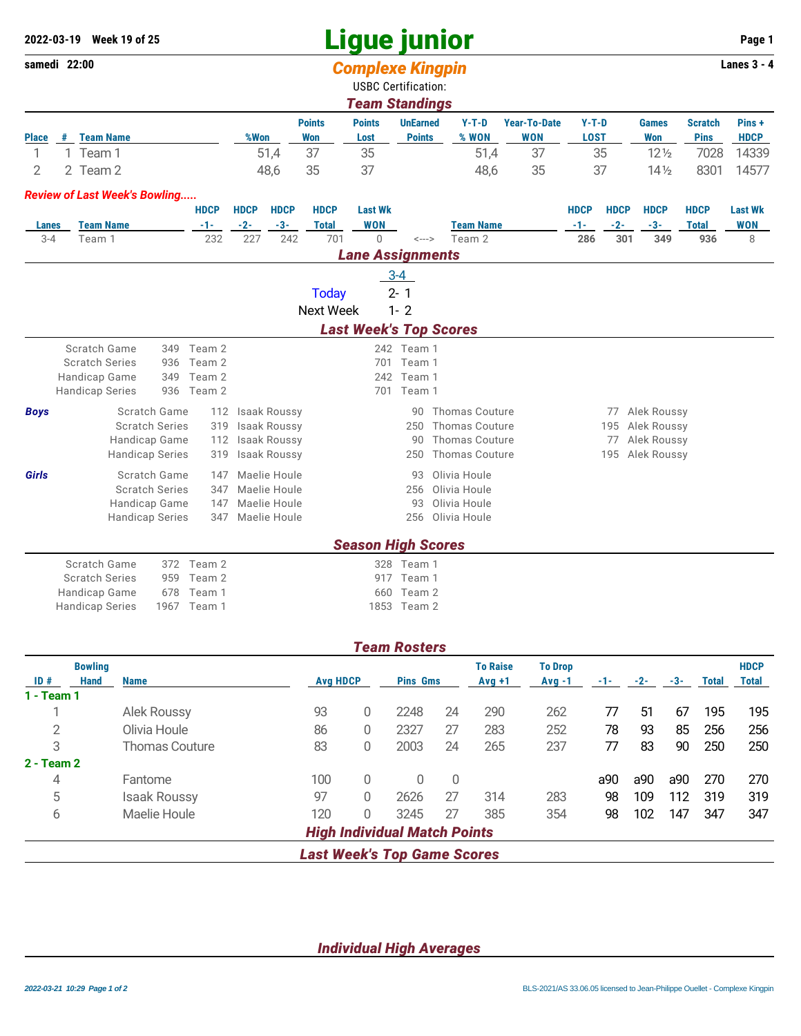**2022-03-19 Week 19 of 25**

**samedi 22:00**

**Lanes 3 - 4**

# Ligue junior

## *Complexe Kingpin*

USBC Certification:

### *Team Standings*

| Place | # | Team Name | %Won | Points Won | Points Lost | UnEarned Points | Y-T-D % WON | Year-To-Date WON | Y-T-D LOST | Games Won | Scratch Pins | Pins + HDCP |
|---|---|---|---|---|---|---|---|---|---|---|---|---|
| 1 | 1 | Team 1 | 51,4 | 37 | 35 | | 51,4 | 37 | 35 | 12½ | 7028 | 14339 |
| 2 | 2 | Team 2 | 48,6 | 35 | 37 | | 48,6 | 35 | 37 | 14½ | 8301 | 14577 |

*Review of Last Week's Bowling.....*

| Lanes | Team Name | HDCP -1- | HDCP -2- | HDCP -3- | HDCP Total | Last Wk WON | | Team Name | HDCP -1- | HDCP -2- | HDCP -3- | HDCP Total | Last Wk WON |
|---|---|---|---|---|---|---|---|---|---|---|---|---|---|
| 3-4 | Team 1 | 232 | 227 | 242 | 701 | 0 | <---> | Team 2 | **286** | **301** | **349** | **936** | 8 |

### *Lane Assignments*

| | 3-4 |
|---|---|
| Today | 2- 1 |
| Next Week | 1- 2 |

### *Last Week's Top Scores*

| | | | | |
|---|---|---|---|---|
| Scratch Game | 349 | Team 2 | 242 | Team 1 |
| Scratch Series | 936 | Team 2 | 701 | Team 1 |
| Handicap Game | 349 | Team 2 | 242 | Team 1 |
| Handicap Series | 936 | Team 2 | 701 | Team 1 |

***Boys***

| | | | | | | |
|---|---|---|---|---|---|---|
| Scratch Game | 112 | Isaak Roussy | 90 | Thomas Couture | 77 | Alek Roussy |
| Scratch Series | 319 | Isaak Roussy | 250 | Thomas Couture | 195 | Alek Roussy |
| Handicap Game | 112 | Isaak Roussy | 90 | Thomas Couture | 77 | Alek Roussy |
| Handicap Series | 319 | Isaak Roussy | 250 | Thomas Couture | 195 | Alek Roussy |

***Girls***

| | | | | |
|---|---|---|---|---|
| Scratch Game | 147 | Maelie Houle | 93 | Olivia Houle |
| Scratch Series | 347 | Maelie Houle | 256 | Olivia Houle |
| Handicap Game | 147 | Maelie Houle | 93 | Olivia Houle |
| Handicap Series | 347 | Maelie Houle | 256 | Olivia Houle |

### *Season High Scores*

| | | | | |
|---|---|---|---|---|
| Scratch Game | 372 | Team 2 | 328 | Team 1 |
| Scratch Series | 959 | Team 2 | 917 | Team 1 |
| Handicap Game | 678 | Team 1 | 660 | Team 2 |
| Handicap Series | 1967 | Team 1 | 1853 | Team 2 |

### *Team Rosters*

| ID # | Bowling Hand | Name | Avg | HDCP | Pins | Gms | To Raise Avg +1 | To Drop Avg -1 | -1- | -2- | -3- | Total | HDCP Total |
|---|---|---|---|---|---|---|---|---|---|---|---|---|---|
| **1 - Team 1** | | | | | | | | | | | | | |
| 1 | | Alek Roussy | 93 | 0 | 2248 | 24 | 290 | 262 | 77 | 51 | 67 | 195 | 195 |
| 2 | | Olivia Houle | 86 | 0 | 2327 | 27 | 283 | 252 | 78 | 93 | 85 | 256 | 256 |
| 3 | | Thomas Couture | 83 | 0 | 2003 | 24 | 265 | 237 | 77 | 83 | 90 | 250 | 250 |
| **2 - Team 2** | | | | | | | | | | | | | |
| 4 | | Fantome | 100 | 0 | 0 | 0 | | | a90 | a90 | a90 | 270 | 270 |
| 5 | | Isaak Roussy | 97 | 0 | 2626 | 27 | 314 | 283 | 98 | 109 | 112 | 319 | 319 |
| 6 | | Maelie Houle | 120 | 0 | 3245 | 27 | 385 | 354 | 98 | 102 | 147 | 347 | 347 |

### *High Individual Match Points*

### *Last Week's Top Game Scores*

### *Individual High Averages*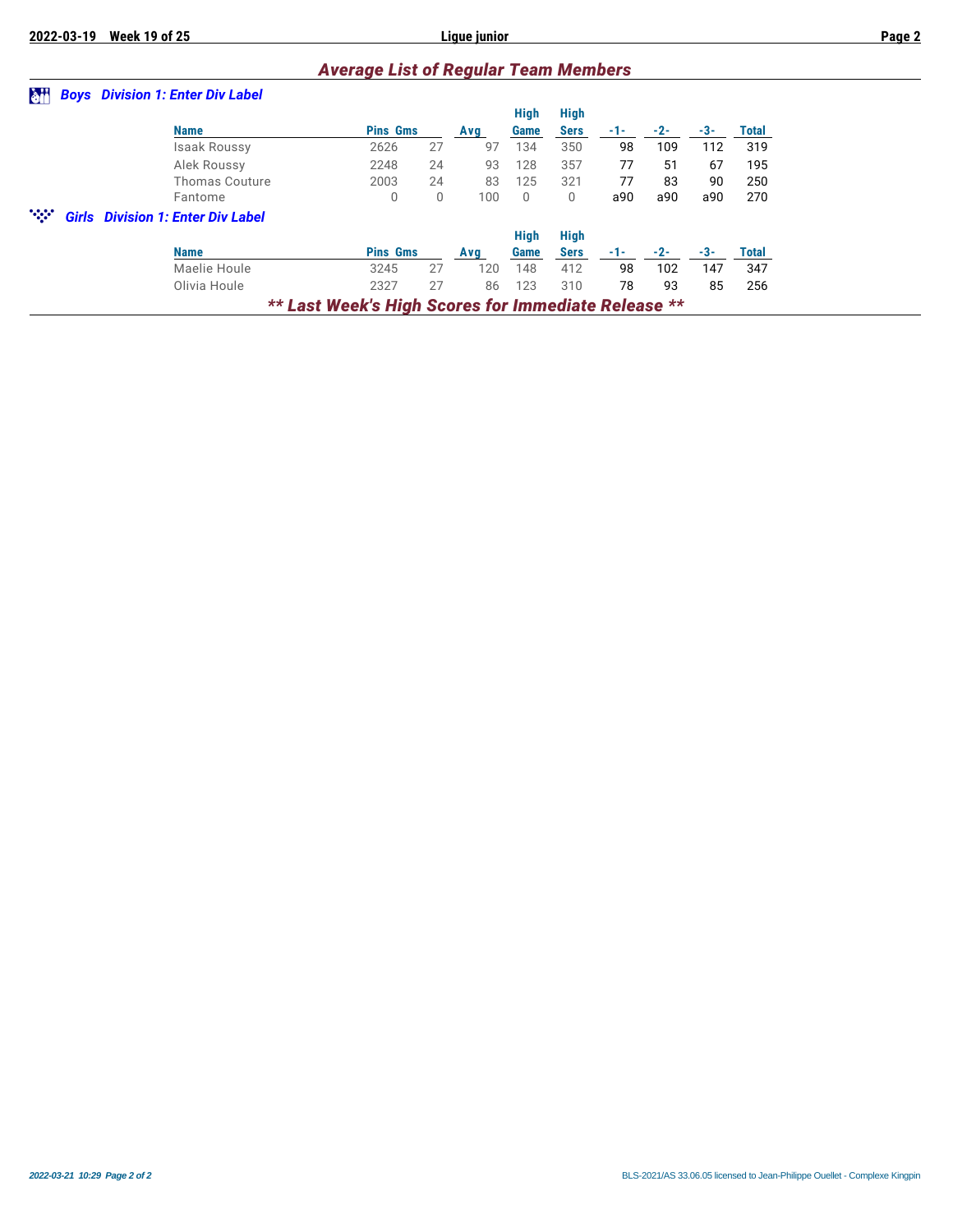## *Average List of Regular Team Members*

### *Boys Division 1: Enter Div Label*

| Name | Pins | Gms | Avg | High Game | High Sers | -1- | -2- | -3- | Total |
|---|---|---|---|---|---|---|---|---|---|
| Isaak Roussy | 2626 | 27 | 97 | 134 | 350 | 98 | 109 | 112 | 319 |
| Alek Roussy | 2248 | 24 | 93 | 128 | 357 | 77 | 51 | 67 | 195 |
| Thomas Couture | 2003 | 24 | 83 | 125 | 321 | 77 | 83 | 90 | 250 |
| Fantome | 0 | 0 | 100 | 0 | 0 | a90 | a90 | a90 | 270 |

### *Girls Division 1: Enter Div Label*

| Name | Pins | Gms | Avg | High Game | High Sers | -1- | -2- | -3- | Total |
|---|---|---|---|---|---|---|---|---|---|
| Maelie Houle | 3245 | 27 | 120 | 148 | 412 | 98 | 102 | 147 | 347 |
| Olivia Houle | 2327 | 27 | 86 | 123 | 310 | 78 | 93 | 85 | 256 |

## *** Last Week's High Scores for Immediate Release ***

2022-03-21 10:29

BLS-2021/AS 33.06.05 licensed to Jean-Philippe Ouellet - Complexe Kingpin